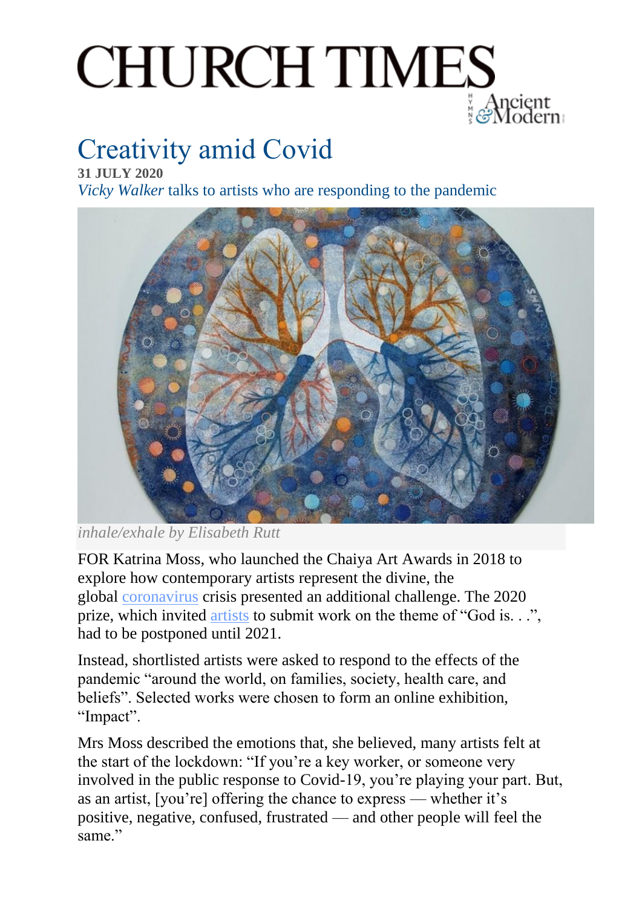# CHURCH TIMES

## Creativity amid Covid

**31 JULY 2020**

*Vicky Walker* talks to artists who are responding to the pandemic

*inhale/exhale by Elisabeth Rutt*

FOR Katrina Moss, who launched the Chaiya Art Awards in 2018 to explore how contemporary artists represent the divine, the global coronavirus crisis presented an additional challenge. The 2020 prize, which invited artists to submit work on the theme of "God is. . .", had to be postponed until 2021.

Instead, shortlisted artists were asked to respond to the effects of the pandemic "around the world, on families, society, health care, and beliefs". Selected works were chosen to form an online exhibition, "Impact".

Mrs Moss described the emotions that, she believed, many artists felt at the start of the lockdown: "If you're a key worker, or someone very involved in the public response to Covid-19, you're playing your part. But, as an artist, [you're] offering the chance to express — whether it's positive, negative, confused, frustrated — and other people will feel the same."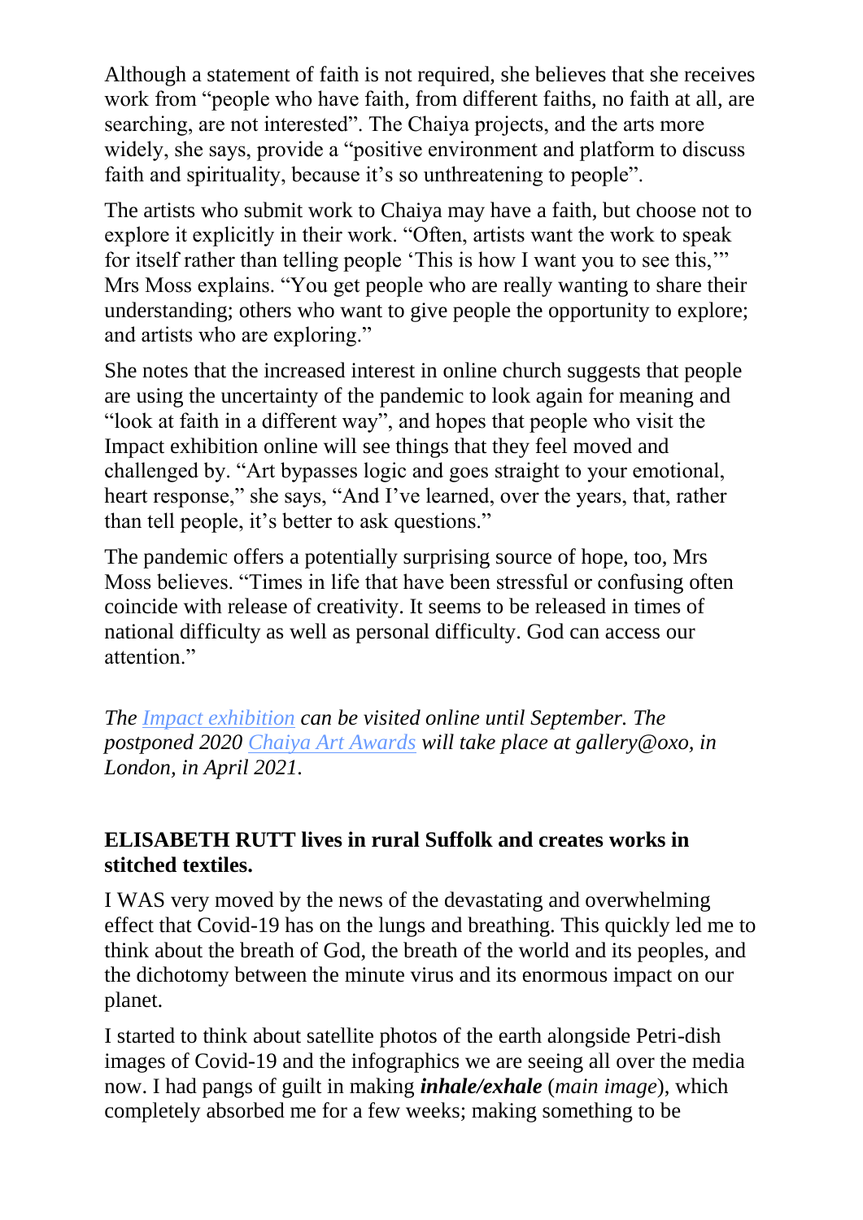Although a statement of faith is not required, she believes that she receives work from "people who have faith, from different faiths, no faith at all, are searching, are not interested". The Chaiya projects, and the arts more widely, she says, provide a "positive environment and platform to discuss faith and spirituality, because it's so unthreatening to people".

The artists who submit work to Chaiya may have a faith, but choose not to explore it explicitly in their work. "Often, artists want the work to speak for itself rather than telling people 'This is how I want you to see this,'" Mrs Moss explains. "You get people who are really wanting to share their understanding; others who want to give people the opportunity to explore; and artists who are exploring."

She notes that the increased interest in online church suggests that people are using the uncertainty of the pandemic to look again for meaning and "look at faith in a different way", and hopes that people who visit the Impact exhibition online will see things that they feel moved and challenged by. "Art bypasses logic and goes straight to your emotional, heart response," she says, "And I've learned, over the years, that, rather than tell people, it's better to ask questions."

The pandemic offers a potentially surprising source of hope, too, Mrs Moss believes. "Times in life that have been stressful or confusing often coincide with release of creativity. It seems to be released in times of national difficulty as well as personal difficulty. God can access our attention."

*The Impact exhibition can be visited online until September. The postponed 2020 Chaiya Art Awards will take place at gallery@oxo, in London, in April 2021.*

**ELISABETH RUTT lives in rural Suffolk and creates works in stitched textiles.**

I WAS very moved by the news of the devastating and overwhelming effect that Covid-19 has on the lungs and breathing. This quickly led me to think about the breath of God, the breath of the world and its peoples, and the dichotomy between the minute virus and its enormous impact on our planet.

I started to think about satellite photos of the earth alongside Petri-dish images of Covid-19 and the infographics we are seeing all over the media now. I had pangs of guilt in making ***inhale/exhale*** (*main image*), which completely absorbed me for a few weeks; making something to be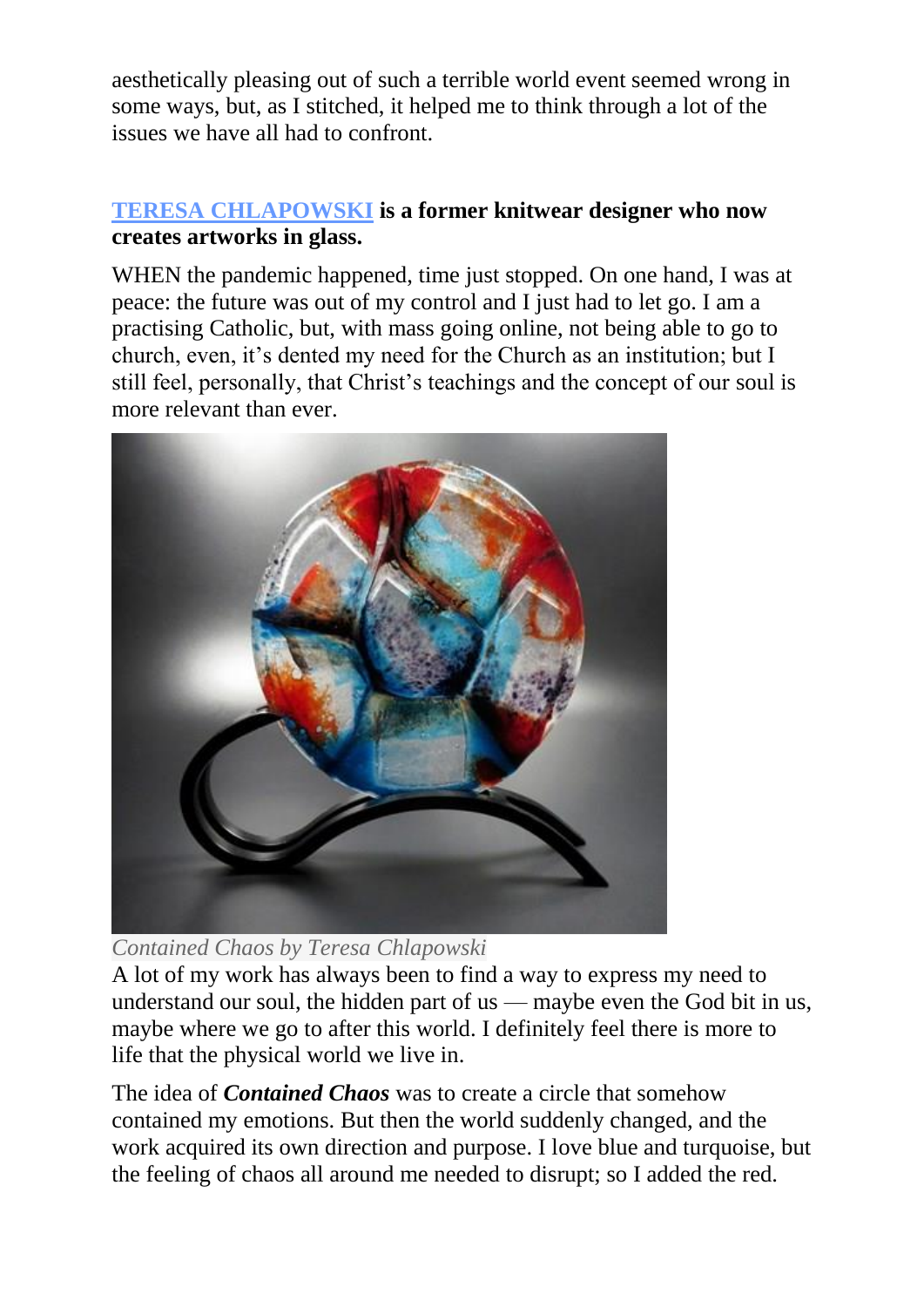aesthetically pleasing out of such a terrible world event seemed wrong in some ways, but, as I stitched, it helped me to think through a lot of the issues we have all had to confront.

**TERESA CHLAPOWSKI is a former knitwear designer who now creates artworks in glass.**

WHEN the pandemic happened, time just stopped. On one hand, I was at peace: the future was out of my control and I just had to let go. I am a practising Catholic, but, with mass going online, not being able to go to church, even, it's dented my need for the Church as an institution; but I still feel, personally, that Christ's teachings and the concept of our soul is more relevant than ever.

*Contained Chaos by Teresa Chlapowski*

A lot of my work has always been to find a way to express my need to understand our soul, the hidden part of us — maybe even the God bit in us, maybe where we go to after this world. I definitely feel there is more to life that the physical world we live in.

The idea of ***Contained Chaos*** was to create a circle that somehow contained my emotions. But then the world suddenly changed, and the work acquired its own direction and purpose. I love blue and turquoise, but the feeling of chaos all around me needed to disrupt; so I added the red.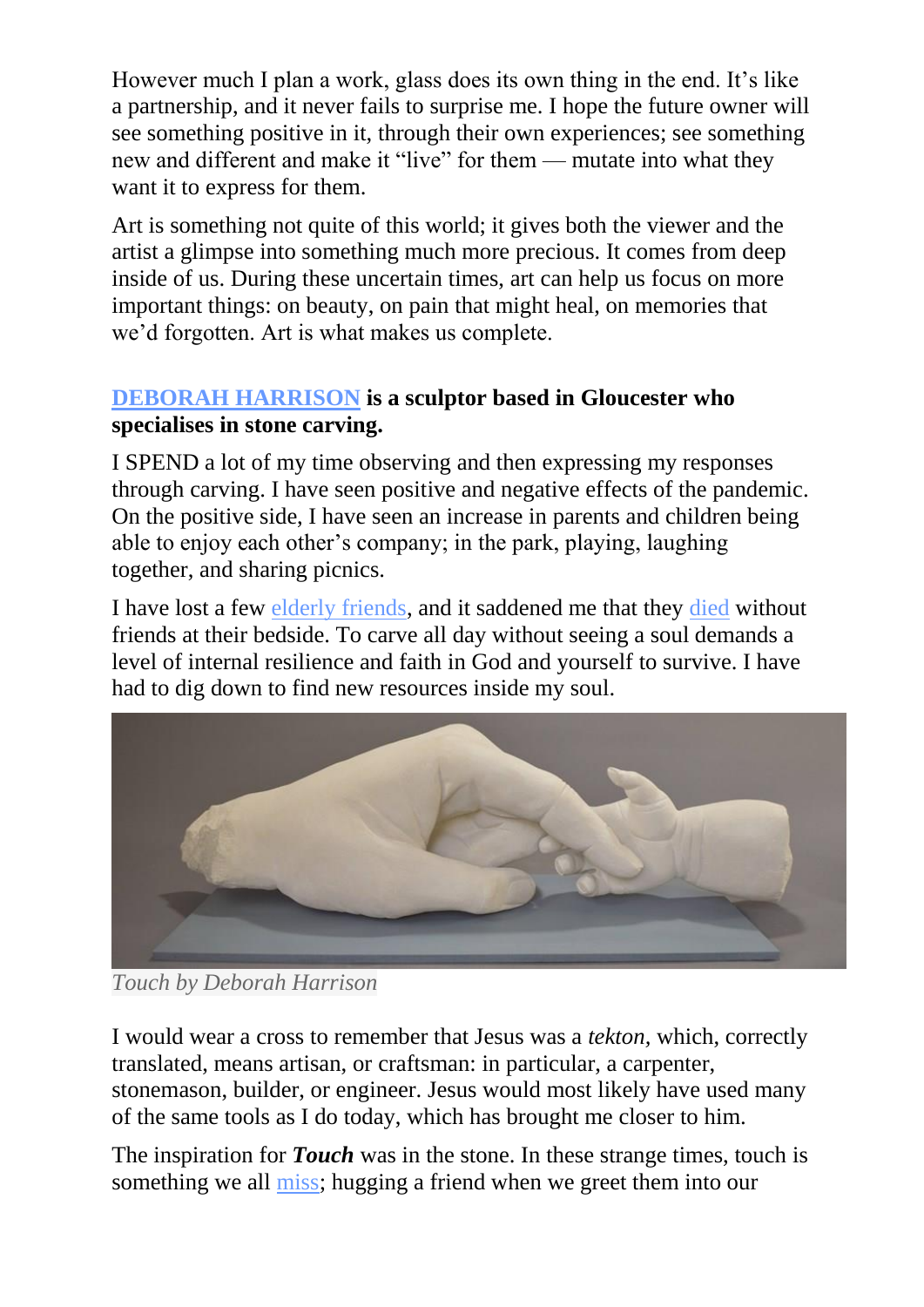However much I plan a work, glass does its own thing in the end. It's like a partnership, and it never fails to surprise me. I hope the future owner will see something positive in it, through their own experiences; see something new and different and make it "live" for them — mutate into what they want it to express for them.

Art is something not quite of this world; it gives both the viewer and the artist a glimpse into something much more precious. It comes from deep inside of us. During these uncertain times, art can help us focus on more important things: on beauty, on pain that might heal, on memories that we'd forgotten. Art is what makes us complete.

**DEBORAH HARRISON is a sculptor based in Gloucester who specialises in stone carving.**

I SPEND a lot of my time observing and then expressing my responses through carving. I have seen positive and negative effects of the pandemic. On the positive side, I have seen an increase in parents and children being able to enjoy each other's company; in the park, playing, laughing together, and sharing picnics.

I have lost a few elderly friends, and it saddened me that they died without friends at their bedside. To carve all day without seeing a soul demands a level of internal resilience and faith in God and yourself to survive. I have had to dig down to find new resources inside my soul.

Touch by Deborah Harrison

I would wear a cross to remember that Jesus was a *tekton*, which, correctly translated, means artisan, or craftsman: in particular, a carpenter, stonemason, builder, or engineer. Jesus would most likely have used many of the same tools as I do today, which has brought me closer to him.

The inspiration for ***Touch*** was in the stone. In these strange times, touch is something we all miss; hugging a friend when we greet them into our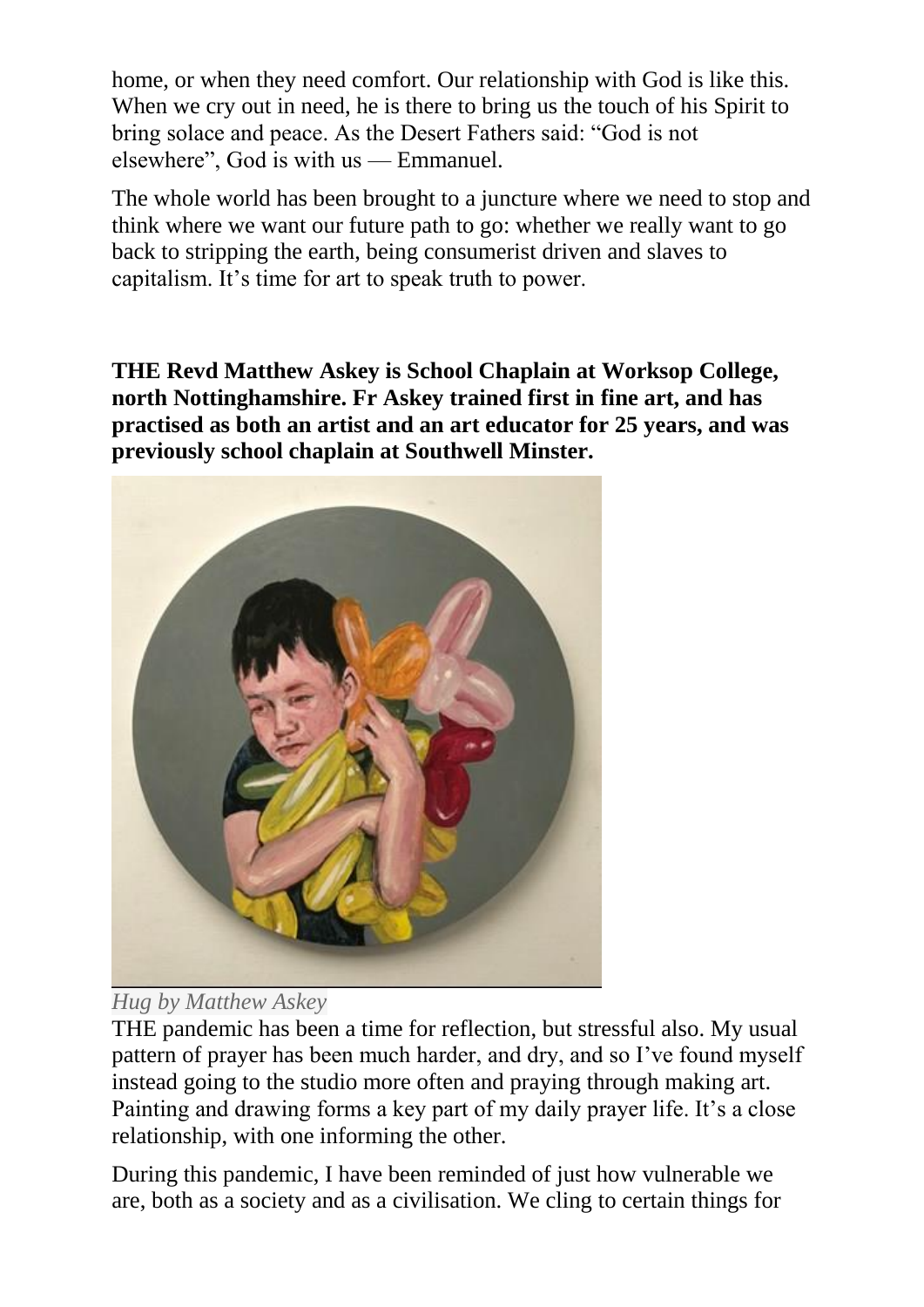home, or when they need comfort. Our relationship with God is like this. When we cry out in need, he is there to bring us the touch of his Spirit to bring solace and peace. As the Desert Fathers said: "God is not elsewhere", God is with us — Emmanuel.

The whole world has been brought to a juncture where we need to stop and think where we want our future path to go: whether we really want to go back to stripping the earth, being consumerist driven and slaves to capitalism. It's time for art to speak truth to power.

**THE Revd Matthew Askey is School Chaplain at Worksop College, north Nottinghamshire. Fr Askey trained first in fine art, and has practised as both an artist and an art educator for 25 years, and was previously school chaplain at Southwell Minster.**

*Hug by Matthew Askey*

THE pandemic has been a time for reflection, but stressful also. My usual pattern of prayer has been much harder, and dry, and so I've found myself instead going to the studio more often and praying through making art. Painting and drawing forms a key part of my daily prayer life. It's a close relationship, with one informing the other.

During this pandemic, I have been reminded of just how vulnerable we are, both as a society and as a civilisation. We cling to certain things for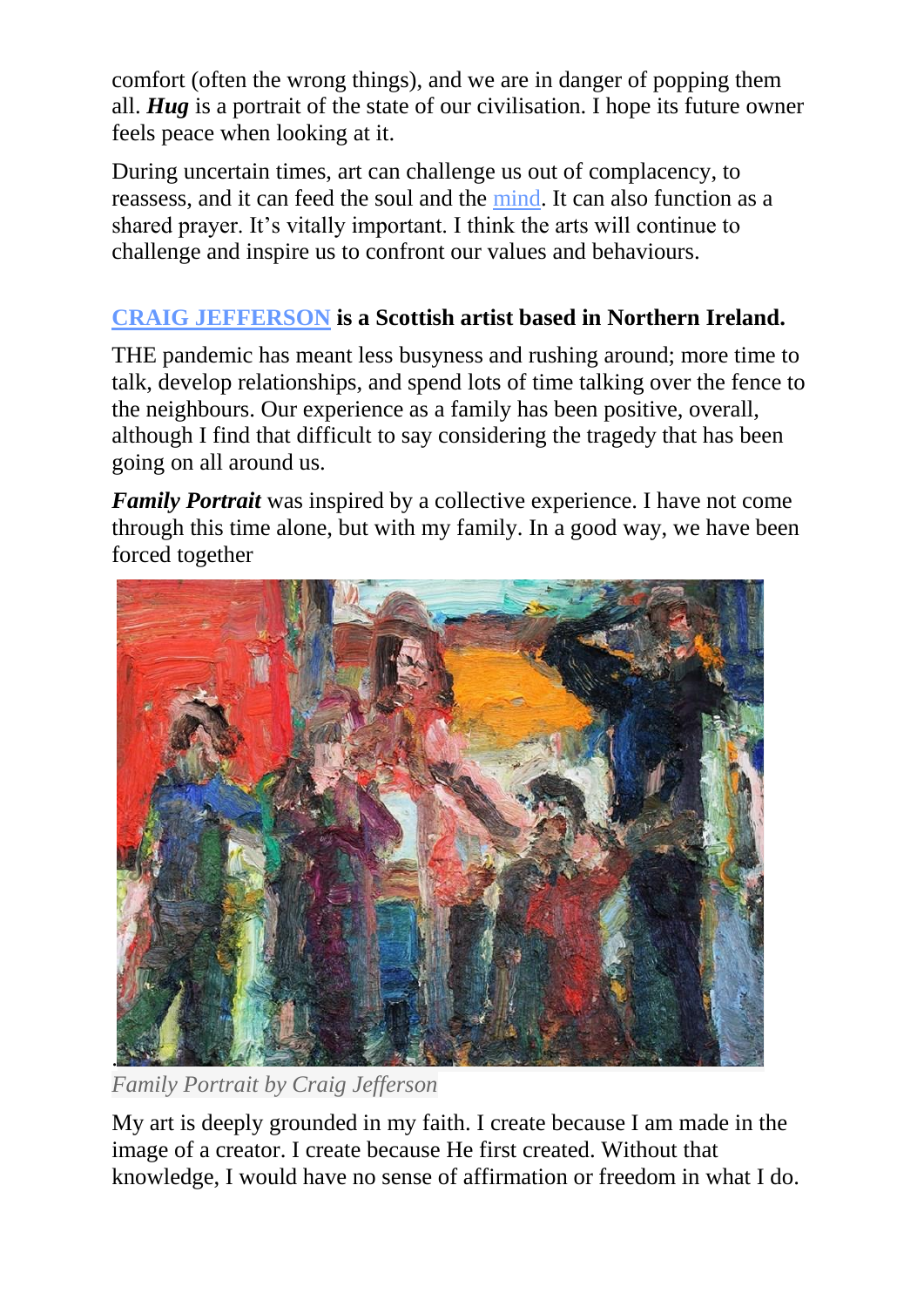comfort (often the wrong things), and we are in danger of popping them all. ***Hug*** is a portrait of the state of our civilisation. I hope its future owner feels peace when looking at it.

During uncertain times, art can challenge us out of complacency, to reassess, and it can feed the soul and the mind. It can also function as a shared prayer. It's vitally important. I think the arts will continue to challenge and inspire us to confront our values and behaviours.

**CRAIG JEFFERSON is a Scottish artist based in Northern Ireland.**

THE pandemic has meant less busyness and rushing around; more time to talk, develop relationships, and spend lots of time talking over the fence to the neighbours. Our experience as a family has been positive, overall, although I find that difficult to say considering the tragedy that has been going on all around us.

***Family Portrait*** was inspired by a collective experience. I have not come through this time alone, but with my family. In a good way, we have been forced together

*Family Portrait by Craig Jefferson*

My art is deeply grounded in my faith. I create because I am made in the image of a creator. I create because He first created. Without that knowledge, I would have no sense of affirmation or freedom in what I do.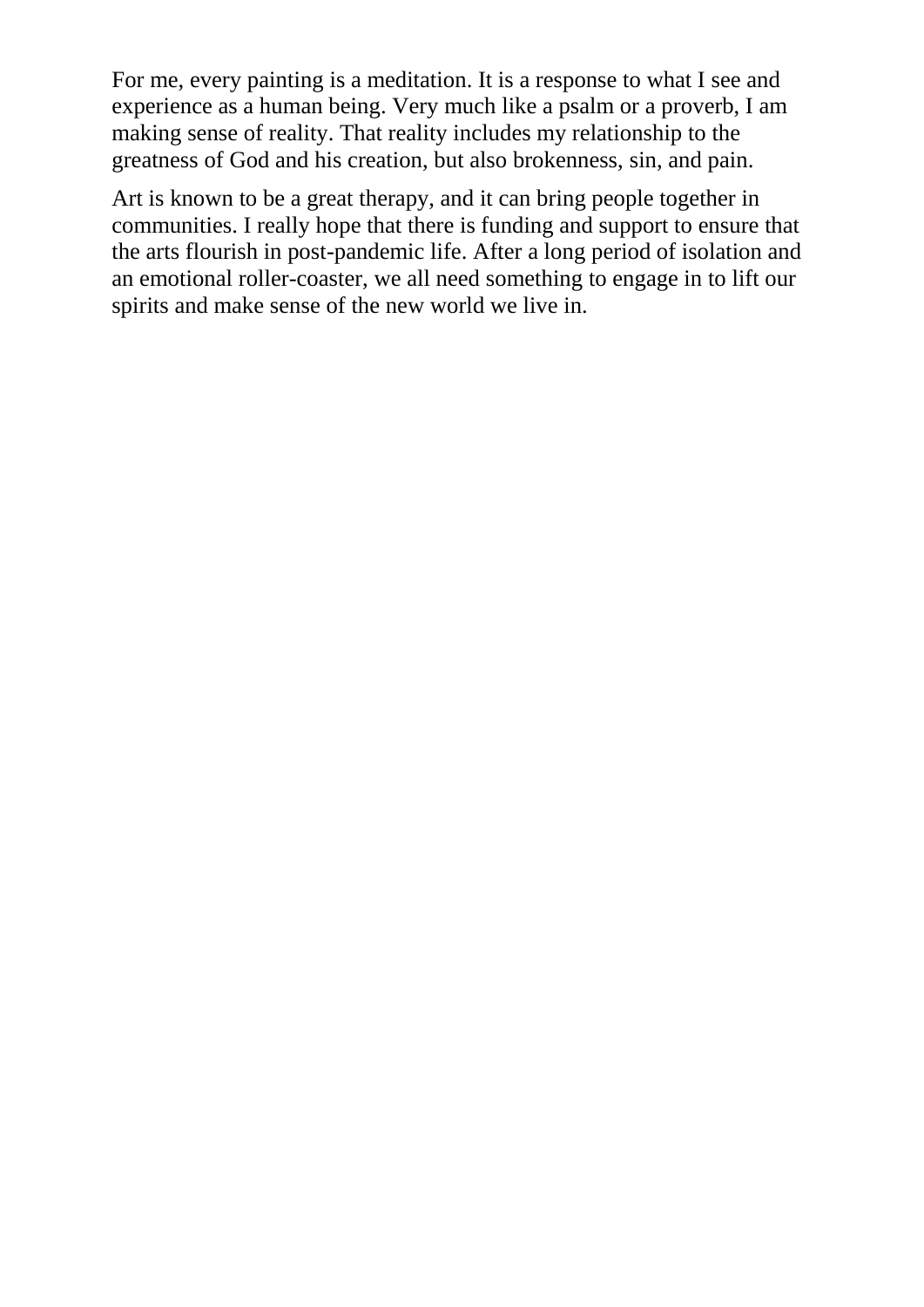For me, every painting is a meditation. It is a response to what I see and experience as a human being. Very much like a psalm or a proverb, I am making sense of reality. That reality includes my relationship to the greatness of God and his creation, but also brokenness, sin, and pain.

Art is known to be a great therapy, and it can bring people together in communities. I really hope that there is funding and support to ensure that the arts flourish in post-pandemic life. After a long period of isolation and an emotional roller-coaster, we all need something to engage in to lift our spirits and make sense of the new world we live in.